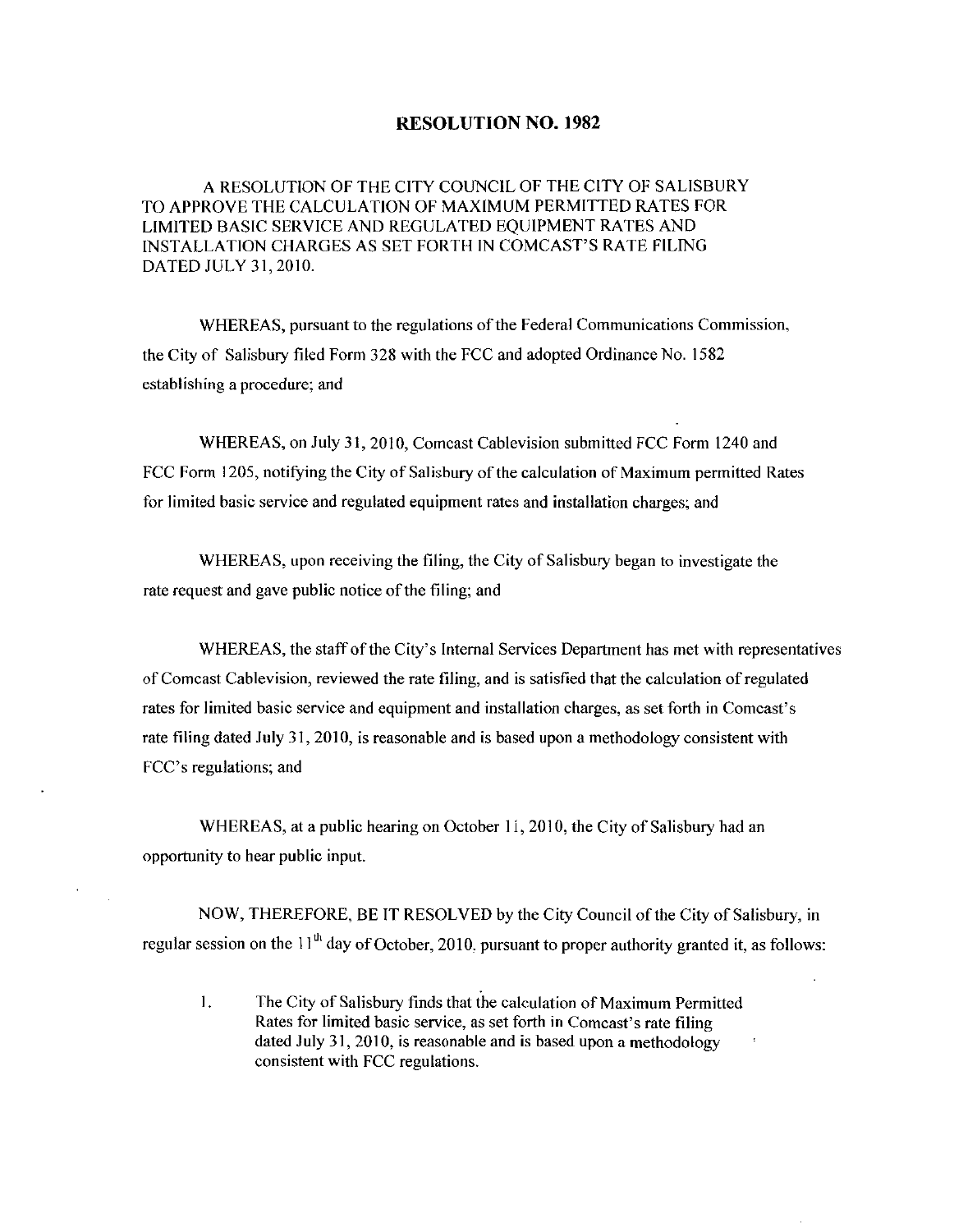# RESOLUTION NO. 1982

A RESOLUTION OF THE CITY COUNCIL OF THE CITY OF SALISBURY TO APPROVE THE CALCULATION OF MAXIMUM PERMITTED RATES FOR LIMITED BASIC SERVICE AND REGULATED EQUIPMENT RATES AND INSTALLATION CHARGES AS SET FORTH IN COMCAST'S RATE FILING DATED JULY 31, 2010.

WHEREAS, pursuant to the regulations of the Federal Communications Commission, the City of Salisbury filed Form 328 with the FCC and adopted Ordinance No. 1582 establishing a procedure; and

WHEREAS, on July 31, 2010, Comcast Cablevision submitted FCC Form 1240 and FCC Form 1205, notifying the City of Salisbury of the calculation of Maximum permitted Rates for limited basic service and regulated equipment rates and installation charges; and

WHEREAS, upon receiving the filing, the City of Salisbury began to investigate the rate request and gave public notice of the filing; and

WHEREAS, the staff of the City's Internal Services Department has met with representatives of Comcast Cablevision, reviewed the rate filing, and is satisfied that the calculation of regulated rates for limited basic service and equipment and installation charges, as set forth in Comcast's rate filing dated July 31, 2010, is reasonable and is based upon a methodology consistent with FCC's regulations; and

WHEREAS, at a public hearing on October 11, 2010, the City of Salisbury had an opportunity to hear public input.

NOW, THEREFORE, BE IT RESOLVED by the City Council of the City of Salisbury, in regular session on the 11th day of October, 2010, pursuant to proper authority granted it, as follows:

1. The City of Salisbury finds that the calculation of Maximum Permitted Rates for limited basic service, as set forth in Comcast's rate filing dated July 31, 2010, is reasonable and is based upon a methodology consistent with FCC regulations.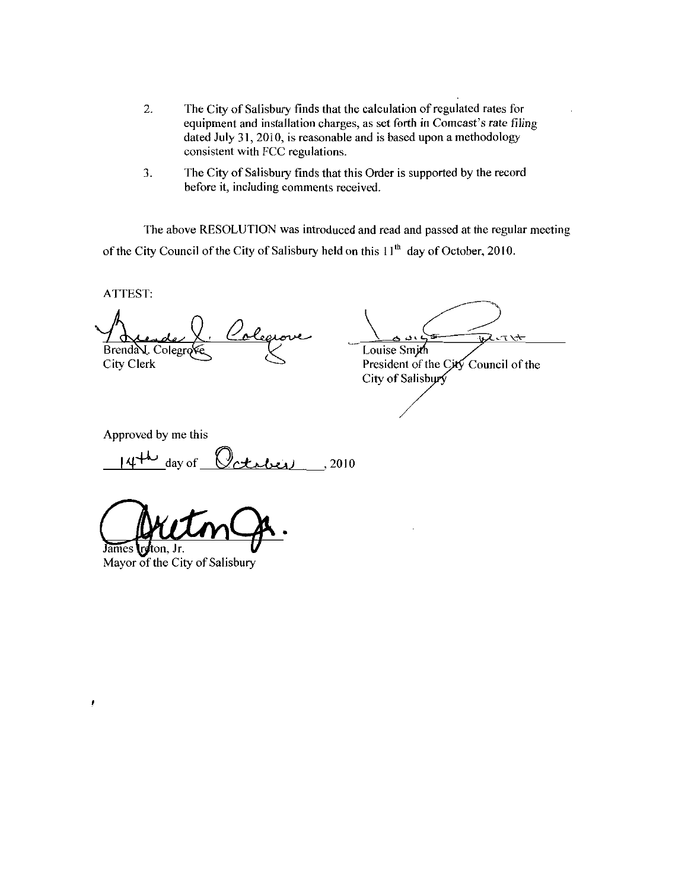2. The City of Salisbury finds that the calculation of regulated rates for equipment and installation charges, as set forth in Comcast's rate filing dated July 31, 2010, is reasonable and is based upon a methodology consistent with FCC regulations.

3. The City of Salisbury finds that this Order is supported by the record before it, including comments received.

The above RESOLUTION was introduced and read and passed at the regular meeting of the City Council of the City of Salisbury held on this 11th day of October, 2010.

ATTEST:

Brenda J. Colegrove
City Clerk

Louise Smith
President of the City Council of the City of Salisbury

Approved by me this

14th day of October, 2010

James Ireton, Jr.
Mayor of the City of Salisbury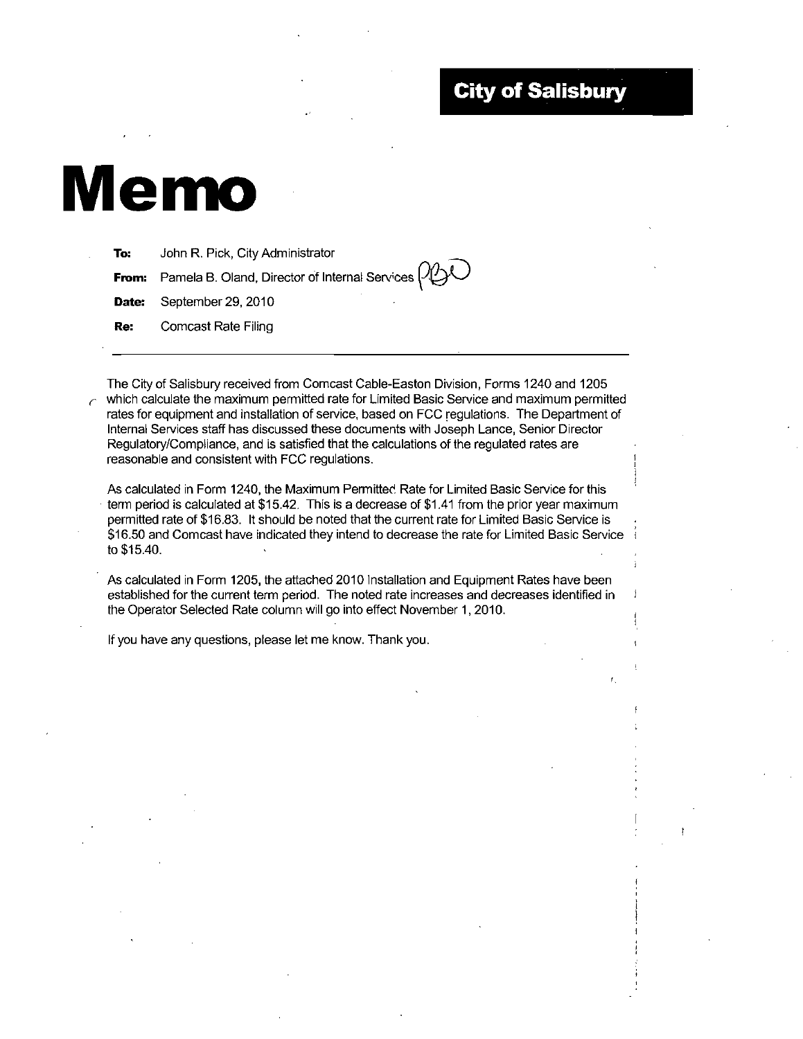**City of Salisbury**

# Memo

**To:** John R. Pick, City Administrator

**From:** Pamela B. Oland, Director of Internal Services PBO

**Date:** September 29, 2010

**Re:** Comcast Rate Filing

---

The City of Salisbury received from Comcast Cable-Easton Division, Forms 1240 and 1205 which calculate the maximum permitted rate for Limited Basic Service and maximum permitted rates for equipment and installation of service, based on FCC regulations. The Department of Internal Services staff has discussed these documents with Joseph Lance, Senior Director Regulatory/Compliance, and is satisfied that the calculations of the regulated rates are reasonable and consistent with FCC regulations.

As calculated in Form 1240, the Maximum Permitted Rate for Limited Basic Service for this term period is calculated at $15.42. This is a decrease of $1.41 from the prior year maximum permitted rate of $16.83. It should be noted that the current rate for Limited Basic Service is $16.50 and Comcast have indicated they intend to decrease the rate for Limited Basic Service to $15.40.

As calculated in Form 1205, the attached 2010 Installation and Equipment Rates have been established for the current term period. The noted rate increases and decreases identified in the Operator Selected Rate column will go into effect November 1, 2010.

If you have any questions, please let me know. Thank you.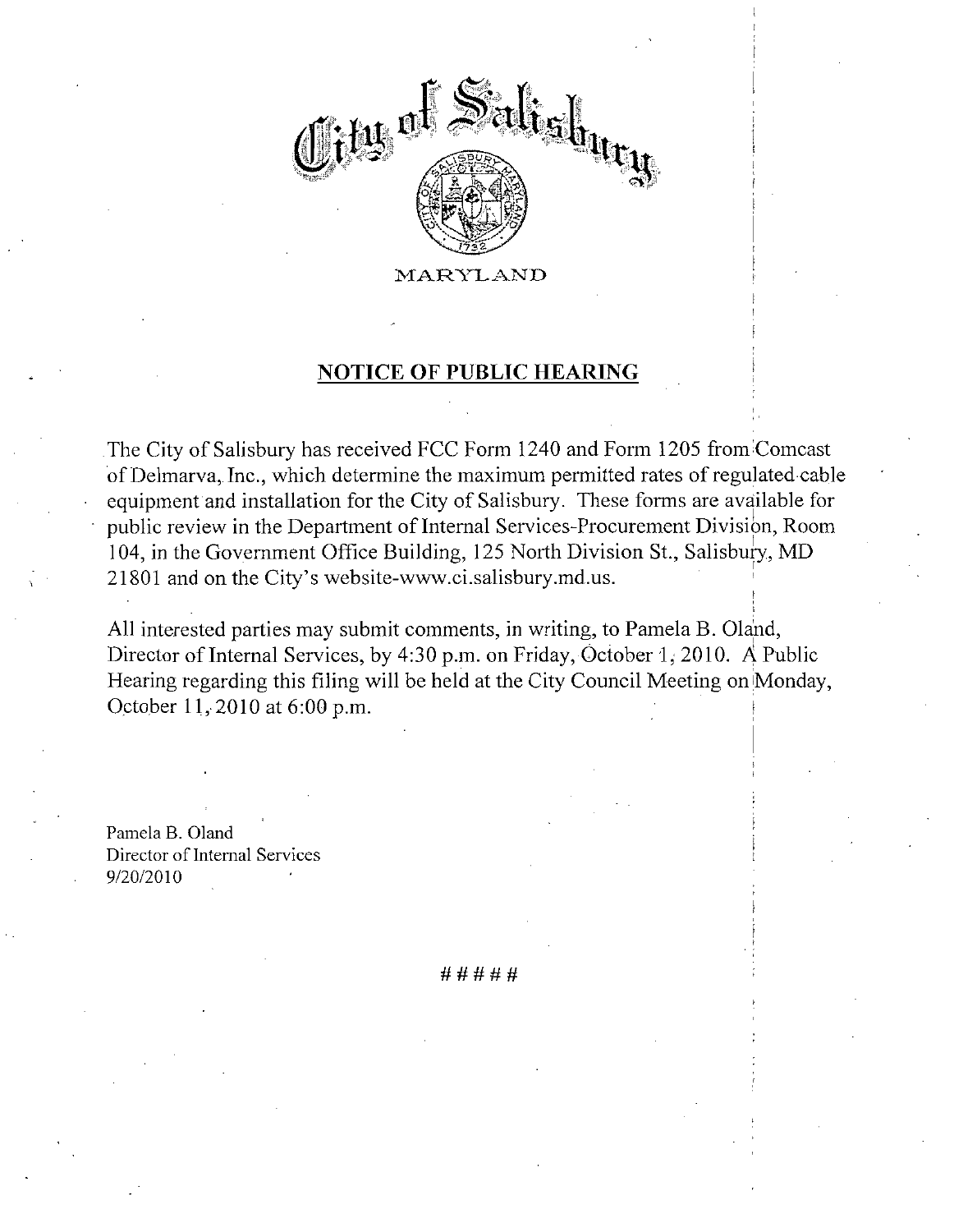City of Salisbury

MARYLAND

## NOTICE OF PUBLIC HEARING

The City of Salisbury has received FCC Form 1240 and Form 1205 from Comcast of Delmarva, Inc., which determine the maximum permitted rates of regulated cable equipment and installation for the City of Salisbury. These forms are available for public review in the Department of Internal Services-Procurement Division, Room 104, in the Government Office Building, 125 North Division St., Salisbury, MD 21801 and on the City's website-www.ci.salisbury.md.us.

All interested parties may submit comments, in writing, to Pamela B. Oland, Director of Internal Services, by 4:30 p.m. on Friday, October 1, 2010. A Public Hearing regarding this filing will be held at the City Council Meeting on Monday, October 11, 2010 at 6:00 p.m.

Pamela B. Oland
Director of Internal Services
9/20/2010

#####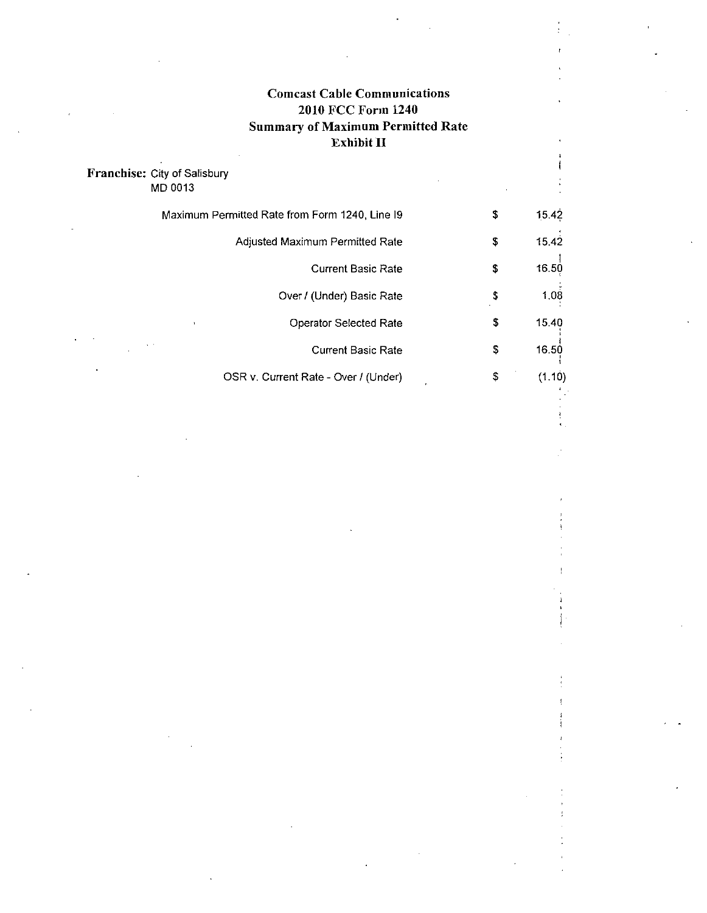# Comcast Cable Communications
## 2010 FCC Form 1240
## Summary of Maximum Permitted Rate
## Exhibit II

**Franchise:** City of Salisbury
MD 0013

| | | |
|---|---|---|
| Maximum Permitted Rate from Form 1240, Line I9 | $ | 15.42 |
| Adjusted Maximum Permitted Rate | $ | 15.42 |
| Current Basic Rate | $ | 16.50 |
| Over / (Under) Basic Rate | $ | 1.08 |
| Operator Selected Rate | $ | 15.40 |
| Current Basic Rate | $ | 16.50 |
| OSR v. Current Rate - Over / (Under) | $ | (1.10) |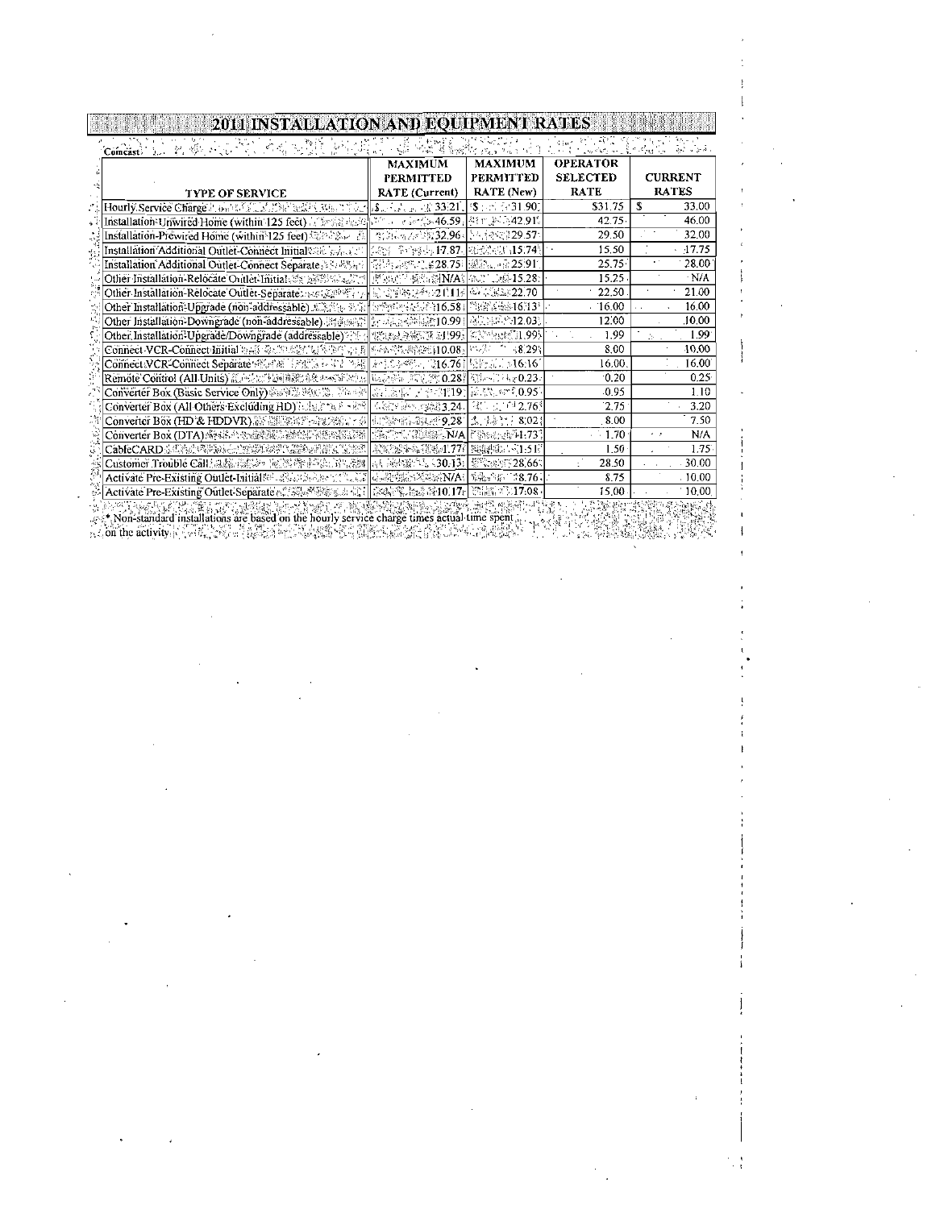# 2011 INSTALLATION AND EQUIPMENT RATES

Comcast

| TYPE OF SERVICE | MAXIMUM PERMITTED RATE (Current) | MAXIMUM PERMITTED RATE (New) | OPERATOR SELECTED RATE | CURRENT RATES |
|---|---|---|---|---|
| Hourly Service Charge | $ 33.21 | $ 31.90 | $31.75 | $ 33.00 |
| Installation-Unwired Home (within 125 feet) | 46.59 | 42.91 | 42.75 | 46.00 |
| Installation-Prewired Home (within 125 feet) | 32.96 | 29.57 | 29.50 | 32.00 |
| Installation Additional Outlet-Connect Initial | 17.87 | 15.74 | 15.50 | 17.75 |
| Installation Additional Outlet-Connect Separate | 28.75 | 25.91 | 25.75 | 28.00 |
| Other Installation-Relocate Outlet-Initial | N/A | 15.28 | 15.25 | N/A |
| Other Installation-Relocate Outlet-Separate | 21.11 | 22.70 | 22.50 | 21.00 |
| Other Installation-Upgrade (non-addressable) | 16.58 | 16.13 | 16.00 | 16.00 |
| Other Installation-Downgrade (non-addressable) | 10.99 | 12.03 | 12.00 | 10.00 |
| Other Installation-Upgrade/Downgrade (addressable) | 1.99 | 1.99 | 1.99 | 1.99 |
| Connect VCR-Connect Initial | 10.08 | 8.29 | 8.00 | 10.00 |
| Connect VCR-Connect Separate | 16.76 | 16.16 | 16.00 | 16.00 |
| Remote Control (All Units) | 0.28 | 0.23 | 0.20 | 0.25 |
| Converter Box (Basic Service Only) | 1.19 | 0.95 | 0.95 | 1.10 |
| Converter Box (All Others Excluding HD) | 3.24 | 2.76 | 2.75 | 3.20 |
| Converter Box (HD & HDDVR) | 9.28 | 8.02 | 8.00 | 7.50 |
| Converter Box (DTA) | N/A | 1.73 | 1.70 | N/A |
| CableCARD | 1.77 | 1.51 | 1.50 | 1.75 |
| Customer Trouble Call | 30.13 | 28.66 | 28.50 | 30.00 |
| Activate Pre-Existing Outlet-Initial | N/A | 8.76 | 8.75 | 10.00 |
| Activate Pre-Existing Outlet-Separate | 10.17 | 17.08 | 15.00 | 10.00 |

* Non-standard installations are based on the hourly service charge times actual time spent on the activity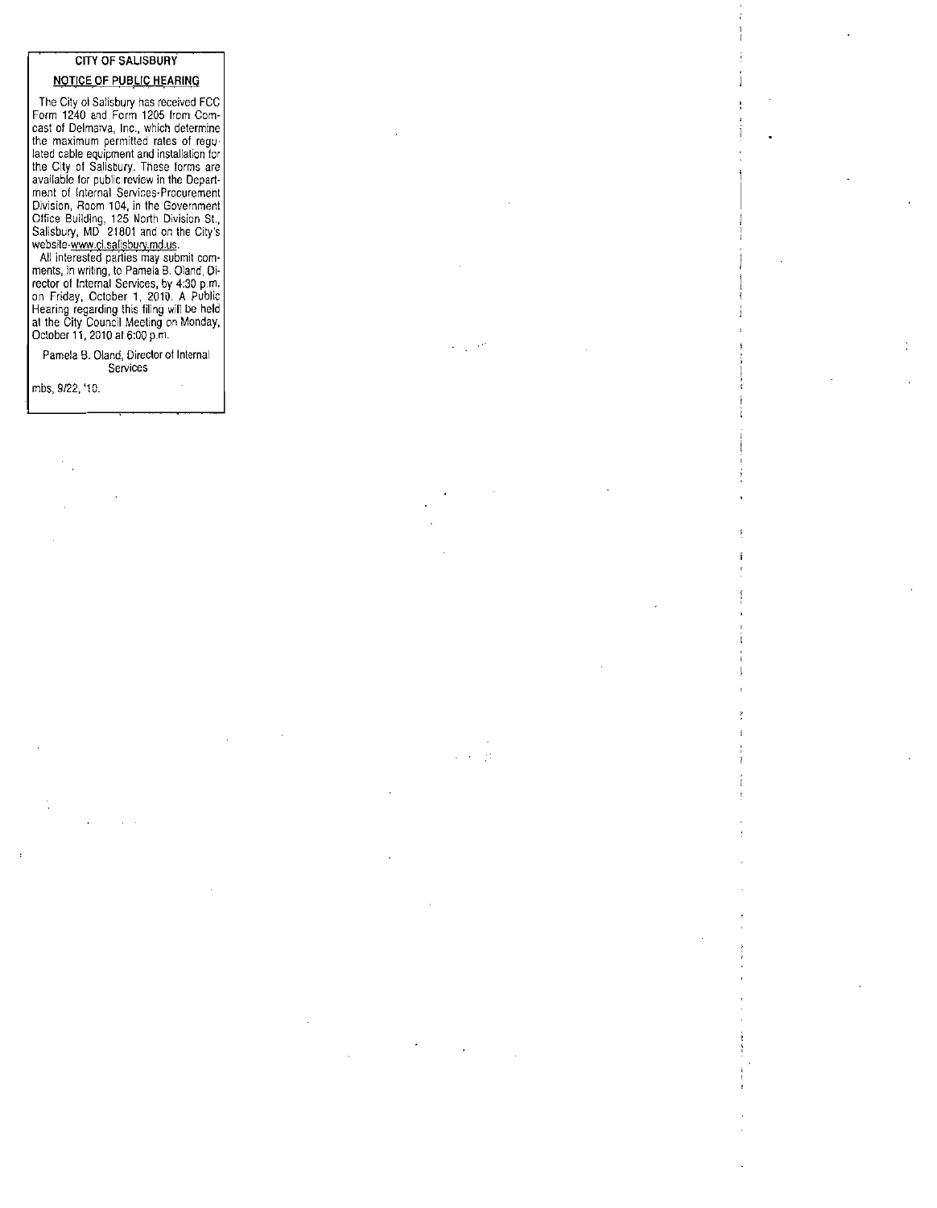**CITY OF SALISBURY**

**NOTICE OF PUBLIC HEARING**

The City of Salisbury has received FCC Form 1240 and Form 1205 from Comcast of Delmarva, Inc., which determine the maximum permitted rates of regulated cable equipment and installation for the City of Salisbury. These forms are available for public review in the Department of Internal Services-Procurement Division, Room 104, in the Government Office Building, 125 North Division St., Salisbury, MD 21801 and on the City's website-www.ci.salisbury.md.us.

All interested parties may submit comments, in writing, to Pamela B. Oland, Director of Internal Services, by 4:30 p.m. on Friday, October 1, 2010. A Public Hearing regarding this filing will be held at the City Council Meeting on Monday, October 11, 2010 at 6:00 p.m.

Pamela B. Oland, Director of Internal Services

mbs, 9/22, '10.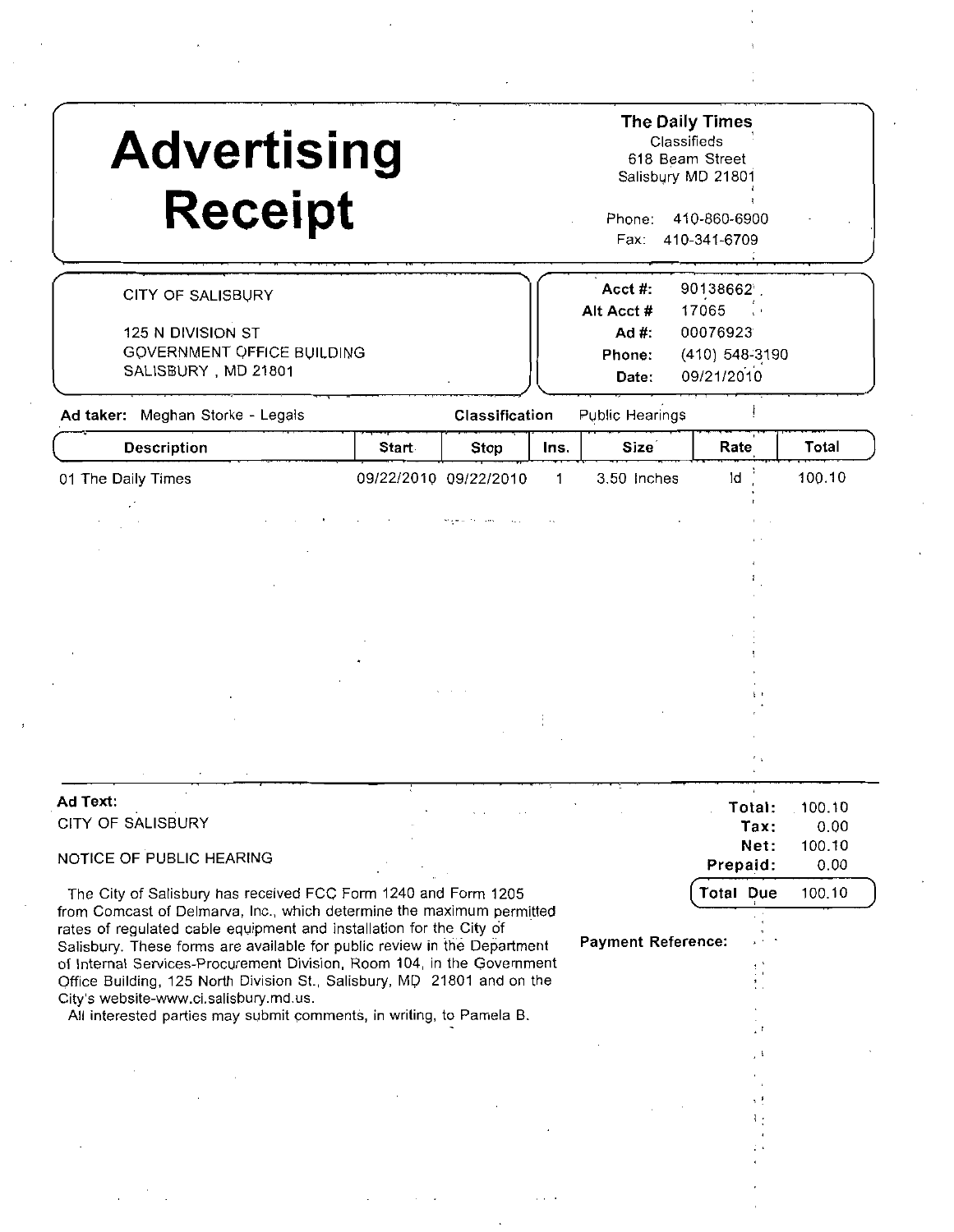# Advertising Receipt

**The Daily Times**
Classifieds
618 Beam Street
Salisbury MD 21801

Phone: 410-860-6900
Fax: 410-341-6709

CITY OF SALISBURY

125 N DIVISION ST
GOVERNMENT OFFICE BUILDING
SALISBURY , MD 21801

**Acct #:** 90138662
**Alt Acct #** 17065
**Ad #:** 00076923
**Phone:** (410) 548-3190
**Date:** 09/21/2010

**Ad taker:** Meghan Storke - Legals **Classification** Public Hearings

| Description | Start | Stop | Ins. | Size | Rate | Total |
| --- | --- | --- | --- | --- | --- | --- |
| 01 The Daily Times | 09/22/2010 | 09/22/2010 | 1 | 3.50 Inches | ld | 100.10 |

**Ad Text:**
CITY OF SALISBURY

NOTICE OF PUBLIC HEARING

The City of Salisbury has received FCC Form 1240 and Form 1205 from Comcast of Delmarva, Inc., which determine the maximum permitted rates of regulated cable equipment and installation for the City of Salisbury. These forms are available for public review in the Department of Internal Services-Procurement Division, Room 104, in the Government Office Building, 125 North Division St., Salisbury, MD 21801 and on the City's website-www.ci.salisbury.md.us.

All interested parties may submit comments, in writing, to Pamela B.

| | |
| --- | --- |
| **Total:** | 100.10 |
| **Tax:** | 0.00 |
| **Net:** | 100.10 |
| **Prepaid:** | 0.00 |
| **Total Due** | 100.10 |

**Payment Reference:**